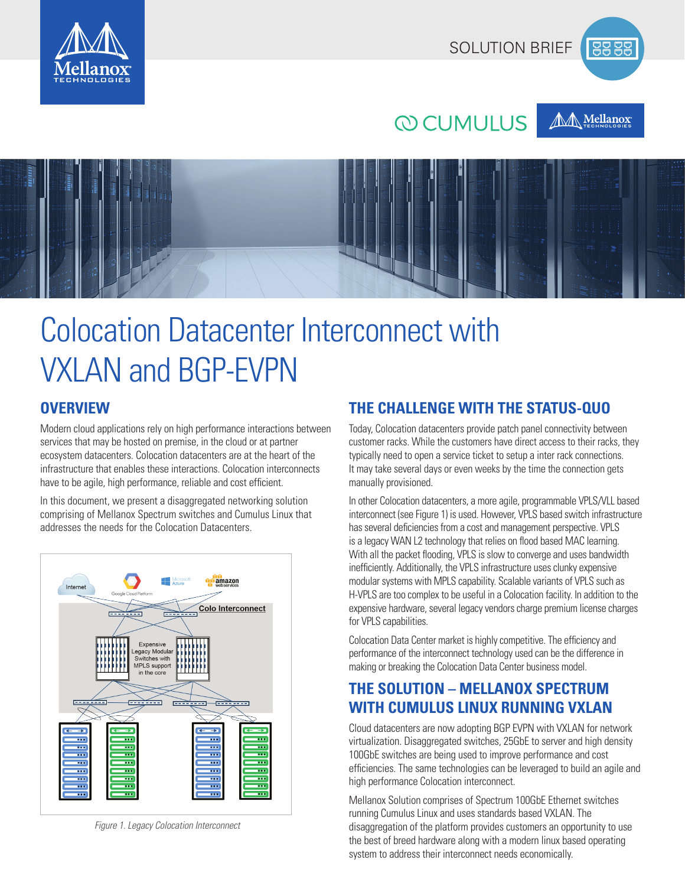SOLUTION BRIEF

# Colocation Datacenter Interconnect with VXLAN and BGP-EVPN

## OVERVIEW

Modern cloud applications rely on high performance interactions between services that may be hosted on premise, in the cloud or at partner ecosystem datacenters. Colocation datacenters are at the heart of the infrastructure that enables these interactions. Colocation interconnects have to be agile, high performance, reliable and cost efficient.

In this document, we present a disaggregated networking solution comprising of Mellanox Spectrum switches and Cumulus Linux that addresses the needs for the Colocation Datacenters.

*Figure 1. Legacy Colocation Interconnect*

## THE CHALLENGE WITH THE STATUS-QUO

Today, Colocation datacenters provide patch panel connectivity between customer racks. While the customers have direct access to their racks, they typically need to open a service ticket to setup a inter rack connections. It may take several days or even weeks by the time the connection gets manually provisioned.

In other Colocation datacenters, a more agile, programmable VPLS/VLL based interconnect (see Figure 1) is used. However, VPLS based switch infrastructure has several deficiencies from a cost and management perspective. VPLS is a legacy WAN L2 technology that relies on flood based MAC learning. With all the packet flooding, VPLS is slow to converge and uses bandwidth inefficiently. Additionally, the VPLS infrastructure uses clunky expensive modular systems with MPLS capability. Scalable variants of VPLS such as H-VPLS are too complex to be useful in a Colocation facility. In addition to the expensive hardware, several legacy vendors charge premium license charges for VPLS capabilities.

Colocation Data Center market is highly competitive. The efficiency and performance of the interconnect technology used can be the difference in making or breaking the Colocation Data Center business model.

## THE SOLUTION – MELLANOX SPECTRUM WITH CUMULUS LINUX RUNNING VXLAN

Cloud datacenters are now adopting BGP EVPN with VXLAN for network virtualization. Disaggregated switches, 25GbE to server and high density 100GbE switches are being used to improve performance and cost efficiencies. The same technologies can be leveraged to build an agile and high performance Colocation interconnect.

Mellanox Solution comprises of Spectrum 100GbE Ethernet switches running Cumulus Linux and uses standards based VXLAN. The disaggregation of the platform provides customers an opportunity to use the best of breed hardware along with a modern linux based operating system to address their interconnect needs economically.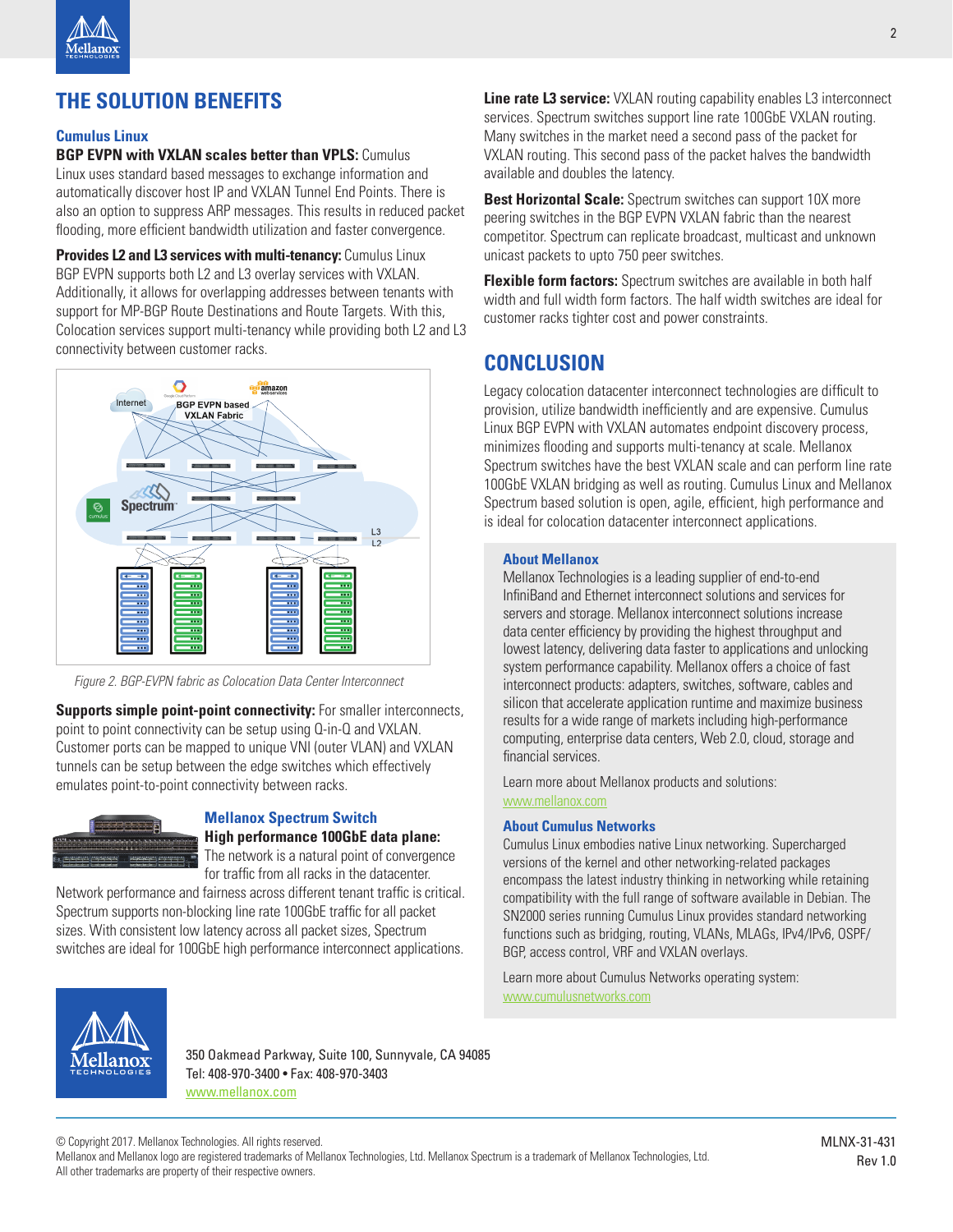## THE SOLUTION BENEFITS

### Cumulus Linux

**BGP EVPN with VXLAN scales better than VPLS:** Cumulus Linux uses standard based messages to exchange information and automatically discover host IP and VXLAN Tunnel End Points. There is also an option to suppress ARP messages. This results in reduced packet flooding, more efficient bandwidth utilization and faster convergence.

**Provides L2 and L3 services with multi-tenancy:** Cumulus Linux BGP EVPN supports both L2 and L3 overlay services with VXLAN. Additionally, it allows for overlapping addresses between tenants with support for MP-BGP Route Destinations and Route Targets. With this, Colocation services support multi-tenancy while providing both L2 and L3 connectivity between customer racks.

Internet
BGP EVPN based VXLAN Fabric
amazon webservices
Spectrum
cumulus
L3
L2

*Figure 2. BGP-EVPN fabric as Colocation Data Center Interconnect*

**Supports simple point-point connectivity:** For smaller interconnects, point to point connectivity can be setup using Q-in-Q and VXLAN. Customer ports can be mapped to unique VNI (outer VLAN) and VXLAN tunnels can be setup between the edge switches which effectively emulates point-to-point connectivity between racks.

### Mellanox Spectrum Switch

**High performance 100GbE data plane:** The network is a natural point of convergence for traffic from all racks in the datacenter. Network performance and fairness across different tenant traffic is critical. Spectrum supports non-blocking line rate 100GbE traffic for all packet sizes. With consistent low latency across all packet sizes, Spectrum switches are ideal for 100GbE high performance interconnect applications.

**Line rate L3 service:** VXLAN routing capability enables L3 interconnect services. Spectrum switches support line rate 100GbE VXLAN routing. Many switches in the market need a second pass of the packet for VXLAN routing. This second pass of the packet halves the bandwidth available and doubles the latency.

**Best Horizontal Scale:** Spectrum switches can support 10X more peering switches in the BGP EVPN VXLAN fabric than the nearest competitor. Spectrum can replicate broadcast, multicast and unknown unicast packets to upto 750 peer switches.

**Flexible form factors:** Spectrum switches are available in both half width and full width form factors. The half width switches are ideal for customer racks tighter cost and power constraints.

## CONCLUSION

Legacy colocation datacenter interconnect technologies are difficult to provision, utilize bandwidth inefficiently and are expensive. Cumulus Linux BGP EVPN with VXLAN automates endpoint discovery process, minimizes flooding and supports multi-tenancy at scale. Mellanox Spectrum switches have the best VXLAN scale and can perform line rate 100GbE VXLAN bridging as well as routing. Cumulus Linux and Mellanox Spectrum based solution is open, agile, efficient, high performance and is ideal for colocation datacenter interconnect applications.

### About Mellanox

Mellanox Technologies is a leading supplier of end-to-end InfiniBand and Ethernet interconnect solutions and services for servers and storage. Mellanox interconnect solutions increase data center efficiency by providing the highest throughput and lowest latency, delivering data faster to applications and unlocking system performance capability. Mellanox offers a choice of fast interconnect products: adapters, switches, software, cables and silicon that accelerate application runtime and maximize business results for a wide range of markets including high-performance computing, enterprise data centers, Web 2.0, cloud, storage and financial services.

Learn more about Mellanox products and solutions:
www.mellanox.com

### About Cumulus Networks

Cumulus Linux embodies native Linux networking. Supercharged versions of the kernel and other networking-related packages encompass the latest industry thinking in networking while retaining compatibility with the full range of software available in Debian. The SN2000 series running Cumulus Linux provides standard networking functions such as bridging, routing, VLANs, MLAGs, IPv4/IPv6, OSPF/BGP, access control, VRF and VXLAN overlays.

Learn more about Cumulus Networks operating system:
www.cumulusnetworks.com

350 Oakmead Parkway, Suite 100, Sunnyvale, CA 94085
Tel: 408-970-3400 • Fax: 408-970-3403
www.mellanox.com

© Copyright 2017. Mellanox Technologies. All rights reserved.
Mellanox and Mellanox logo are registered trademarks of Mellanox Technologies, Ltd. Mellanox Spectrum is a trademark of Mellanox Technologies, Ltd.
All other trademarks are property of their respective owners.

MLNX-31-431
Rev 1.0